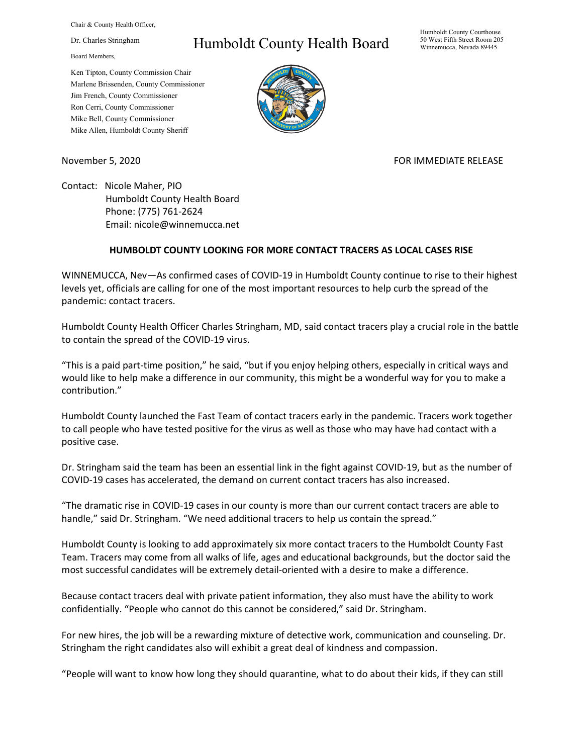Chair & County Health Officer,

Dr. Charles Stringham

Board Members,

Ken Tipton, County Commission Chair
Marlene Brissenden, County Commissioner
Jim French, County Commissioner
Ron Cerri, County Commissioner
Mike Bell, County Commissioner
Mike Allen, Humboldt County Sheriff

# Humboldt County Health Board

Humboldt County Courthouse
50 West Fifth Street Room 205
Winnemucca, Nevada 89445

November 5, 2020

FOR IMMEDIATE RELEASE

Contact: Nicole Maher, PIO
Humboldt County Health Board
Phone: (775) 761-2624
Email: nicole@winnemucca.net

**HUMBOLDT COUNTY LOOKING FOR MORE CONTACT TRACERS AS LOCAL CASES RISE**

WINNEMUCCA, Nev—As confirmed cases of COVID-19 in Humboldt County continue to rise to their highest levels yet, officials are calling for one of the most important resources to help curb the spread of the pandemic: contact tracers.

Humboldt County Health Officer Charles Stringham, MD, said contact tracers play a crucial role in the battle to contain the spread of the COVID-19 virus.

"This is a paid part-time position," he said, "but if you enjoy helping others, especially in critical ways and would like to help make a difference in our community, this might be a wonderful way for you to make a contribution."

Humboldt County launched the Fast Team of contact tracers early in the pandemic. Tracers work together to call people who have tested positive for the virus as well as those who may have had contact with a positive case.

Dr. Stringham said the team has been an essential link in the fight against COVID-19, but as the number of COVID-19 cases has accelerated, the demand on current contact tracers has also increased.

"The dramatic rise in COVID-19 cases in our county is more than our current contact tracers are able to handle," said Dr. Stringham. "We need additional tracers to help us contain the spread."

Humboldt County is looking to add approximately six more contact tracers to the Humboldt County Fast Team. Tracers may come from all walks of life, ages and educational backgrounds, but the doctor said the most successful candidates will be extremely detail-oriented with a desire to make a difference.

Because contact tracers deal with private patient information, they also must have the ability to work confidentially. "People who cannot do this cannot be considered," said Dr. Stringham.

For new hires, the job will be a rewarding mixture of detective work, communication and counseling. Dr. Stringham the right candidates also will exhibit a great deal of kindness and compassion.

"People will want to know how long they should quarantine, what to do about their kids, if they can still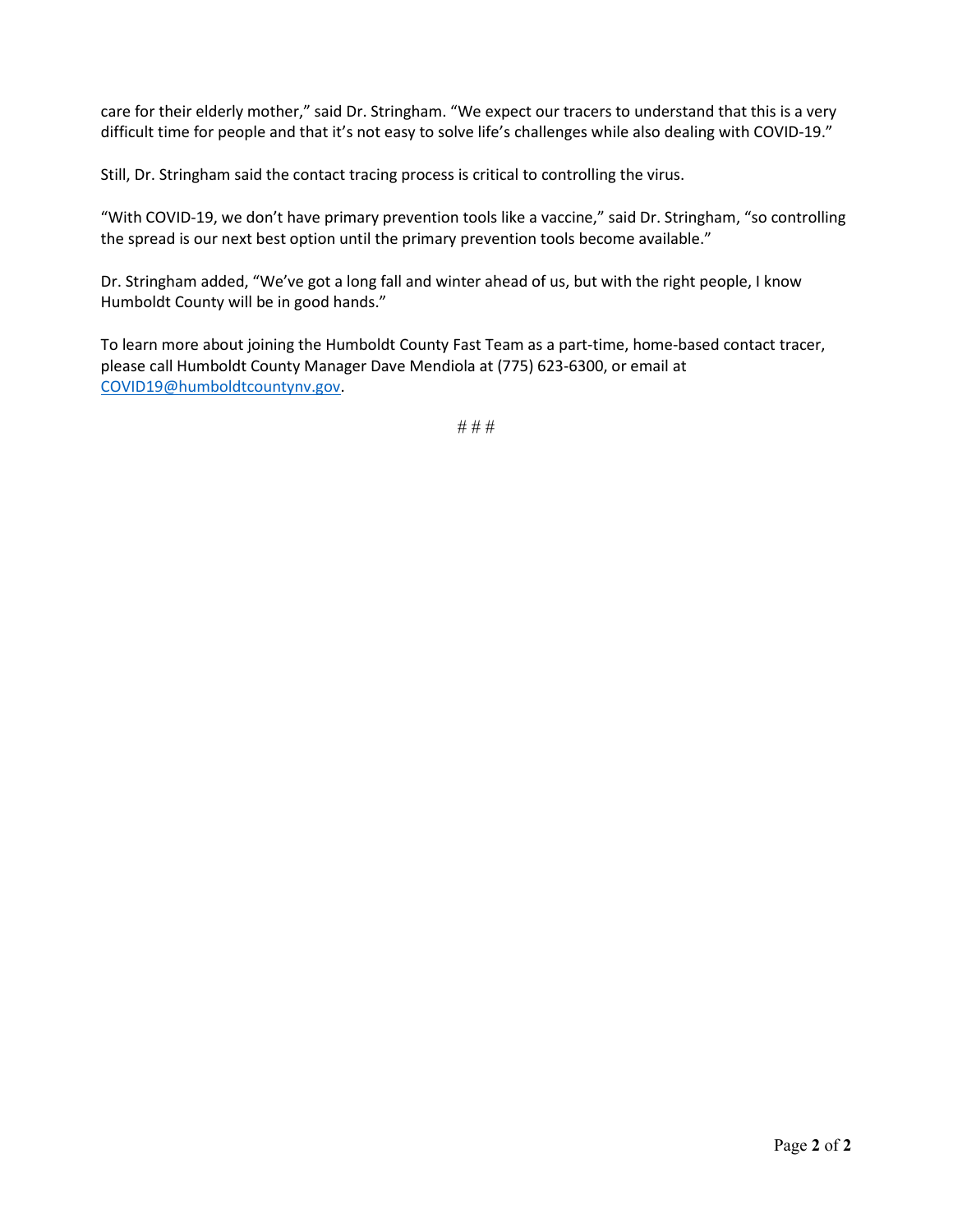care for their elderly mother," said Dr. Stringham. "We expect our tracers to understand that this is a very difficult time for people and that it's not easy to solve life's challenges while also dealing with COVID-19."

Still, Dr. Stringham said the contact tracing process is critical to controlling the virus.

"With COVID-19, we don't have primary prevention tools like a vaccine," said Dr. Stringham, "so controlling the spread is our next best option until the primary prevention tools become available."

Dr. Stringham added, "We've got a long fall and winter ahead of us, but with the right people, I know Humboldt County will be in good hands."

To learn more about joining the Humboldt County Fast Team as a part-time, home-based contact tracer, please call Humboldt County Manager Dave Mendiola at (775) 623-6300, or email at COVID19@humboldtcountynv.gov.

# # #